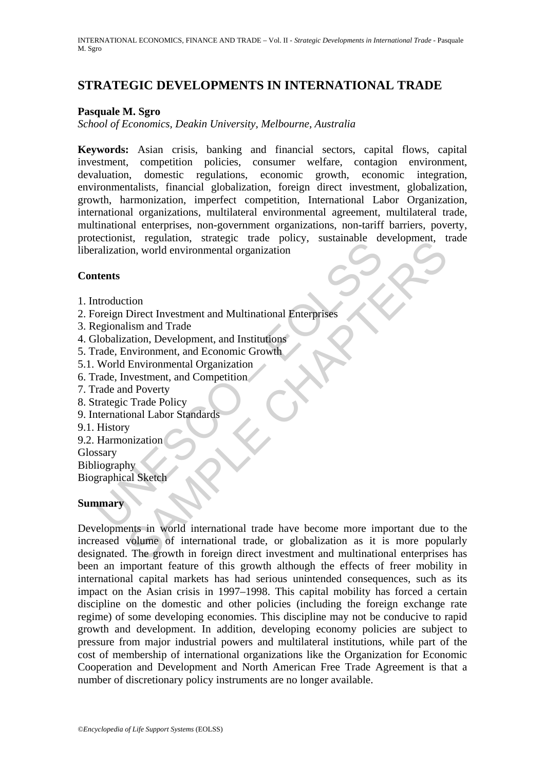# STRATEGIC DEVELOPMENTS IN INTERNATIONAL TRADE

**Pasquale M. Sgro**

*School of Economics, Deakin University, Melbourne, Australia*

**Keywords:** Asian crisis, banking and financial sectors, capital flows, capital investment, competition policies, consumer welfare, contagion environment, devaluation, domestic regulations, economic growth, economic integration, environmentalists, financial globalization, foreign direct investment, globalization, growth, harmonization, imperfect competition, International Labor Organization, international organizations, multilateral environmental agreement, multilateral trade, multinational enterprises, non-government organizations, non-tariff barriers, poverty, protectionist, regulation, strategic trade policy, sustainable development, trade liberalization, world environmental organization

## Contents

1. Introduction
2. Foreign Direct Investment and Multinational Enterprises
3. Regionalism and Trade
4. Globalization, Development, and Institutions
5. Trade, Environment, and Economic Growth
5.1. World Environmental Organization
6. Trade, Investment, and Competition
7. Trade and Poverty
8. Strategic Trade Policy
9. International Labor Standards
9.1. History
9.2. Harmonization

Glossary
Bibliography
Biographical Sketch

## Summary

Developments in world international trade have become more important due to the increased volume of international trade, or globalization as it is more popularly designated. The growth in foreign direct investment and multinational enterprises has been an important feature of this growth although the effects of freer mobility in international capital markets has had serious unintended consequences, such as its impact on the Asian crisis in 1997–1998. This capital mobility has forced a certain discipline on the domestic and other policies (including the foreign exchange rate regime) of some developing economies. This discipline may not be conducive to rapid growth and development. In addition, developing economy policies are subject to pressure from major industrial powers and multilateral institutions, while part of the cost of membership of international organizations like the Organization for Economic Cooperation and Development and North American Free Trade Agreement is that a number of discretionary policy instruments are no longer available.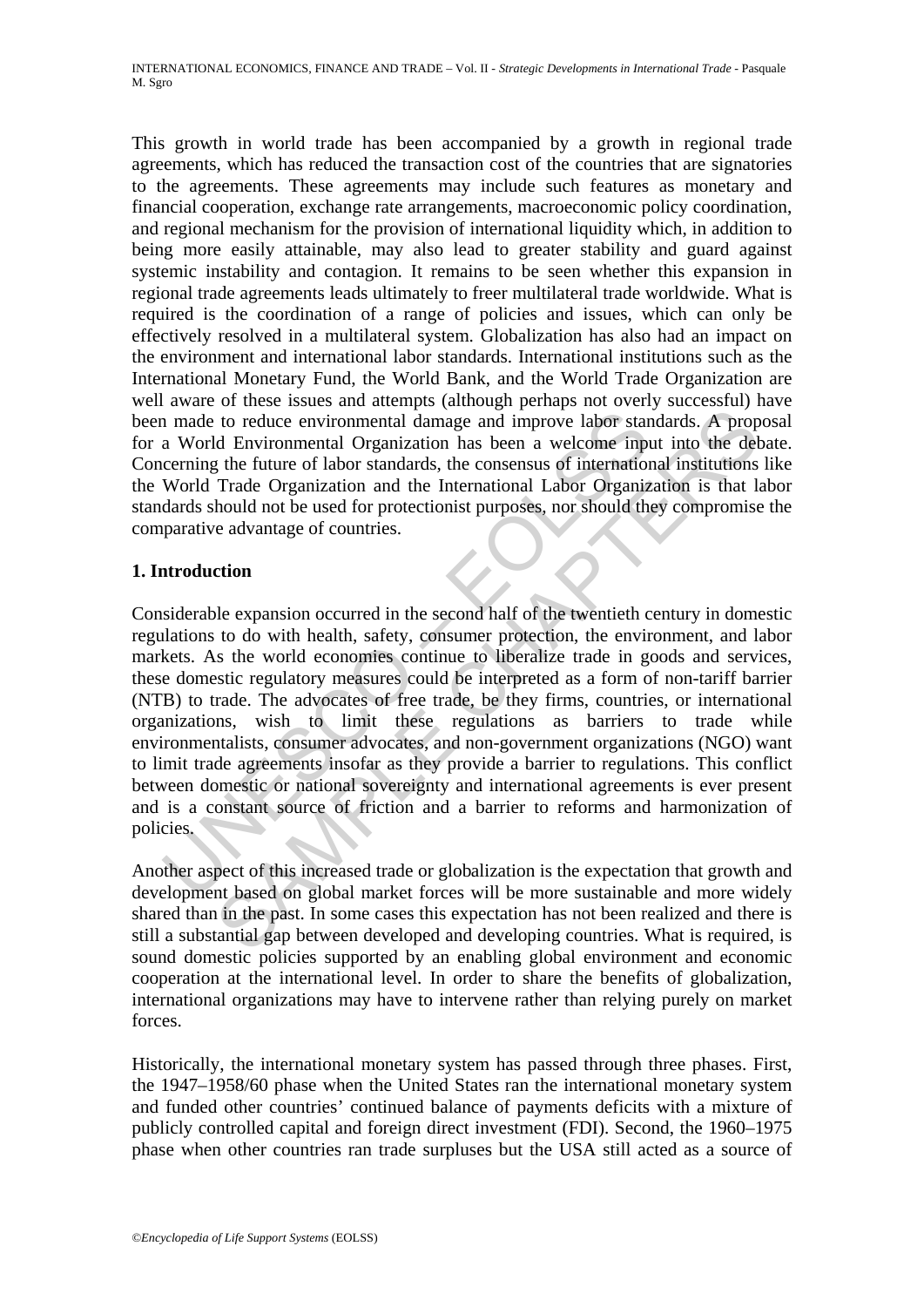This growth in world trade has been accompanied by a growth in regional trade agreements, which has reduced the transaction cost of the countries that are signatories to the agreements. These agreements may include such features as monetary and financial cooperation, exchange rate arrangements, macroeconomic policy coordination, and regional mechanism for the provision of international liquidity which, in addition to being more easily attainable, may also lead to greater stability and guard against systemic instability and contagion. It remains to be seen whether this expansion in regional trade agreements leads ultimately to freer multilateral trade worldwide. What is required is the coordination of a range of policies and issues, which can only be effectively resolved in a multilateral system. Globalization has also had an impact on the environment and international labor standards. International institutions such as the International Monetary Fund, the World Bank, and the World Trade Organization are well aware of these issues and attempts (although perhaps not overly successful) have been made to reduce environmental damage and improve labor standards. A proposal for a World Environmental Organization has been a welcome input into the debate. Concerning the future of labor standards, the consensus of international institutions like the World Trade Organization and the International Labor Organization is that labor standards should not be used for protectionist purposes, nor should they compromise the comparative advantage of countries.

## 1. Introduction

Considerable expansion occurred in the second half of the twentieth century in domestic regulations to do with health, safety, consumer protection, the environment, and labor markets. As the world economies continue to liberalize trade in goods and services, these domestic regulatory measures could be interpreted as a form of non-tariff barrier (NTB) to trade. The advocates of free trade, be they firms, countries, or international organizations, wish to limit these regulations as barriers to trade while environmentalists, consumer advocates, and non-government organizations (NGO) want to limit trade agreements insofar as they provide a barrier to regulations. This conflict between domestic or national sovereignty and international agreements is ever present and is a constant source of friction and a barrier to reforms and harmonization of policies.

Another aspect of this increased trade or globalization is the expectation that growth and development based on global market forces will be more sustainable and more widely shared than in the past. In some cases this expectation has not been realized and there is still a substantial gap between developed and developing countries. What is required, is sound domestic policies supported by an enabling global environment and economic cooperation at the international level. In order to share the benefits of globalization, international organizations may have to intervene rather than relying purely on market forces.

Historically, the international monetary system has passed through three phases. First, the 1947–1958/60 phase when the United States ran the international monetary system and funded other countries' continued balance of payments deficits with a mixture of publicly controlled capital and foreign direct investment (FDI). Second, the 1960–1975 phase when other countries ran trade surpluses but the USA still acted as a source of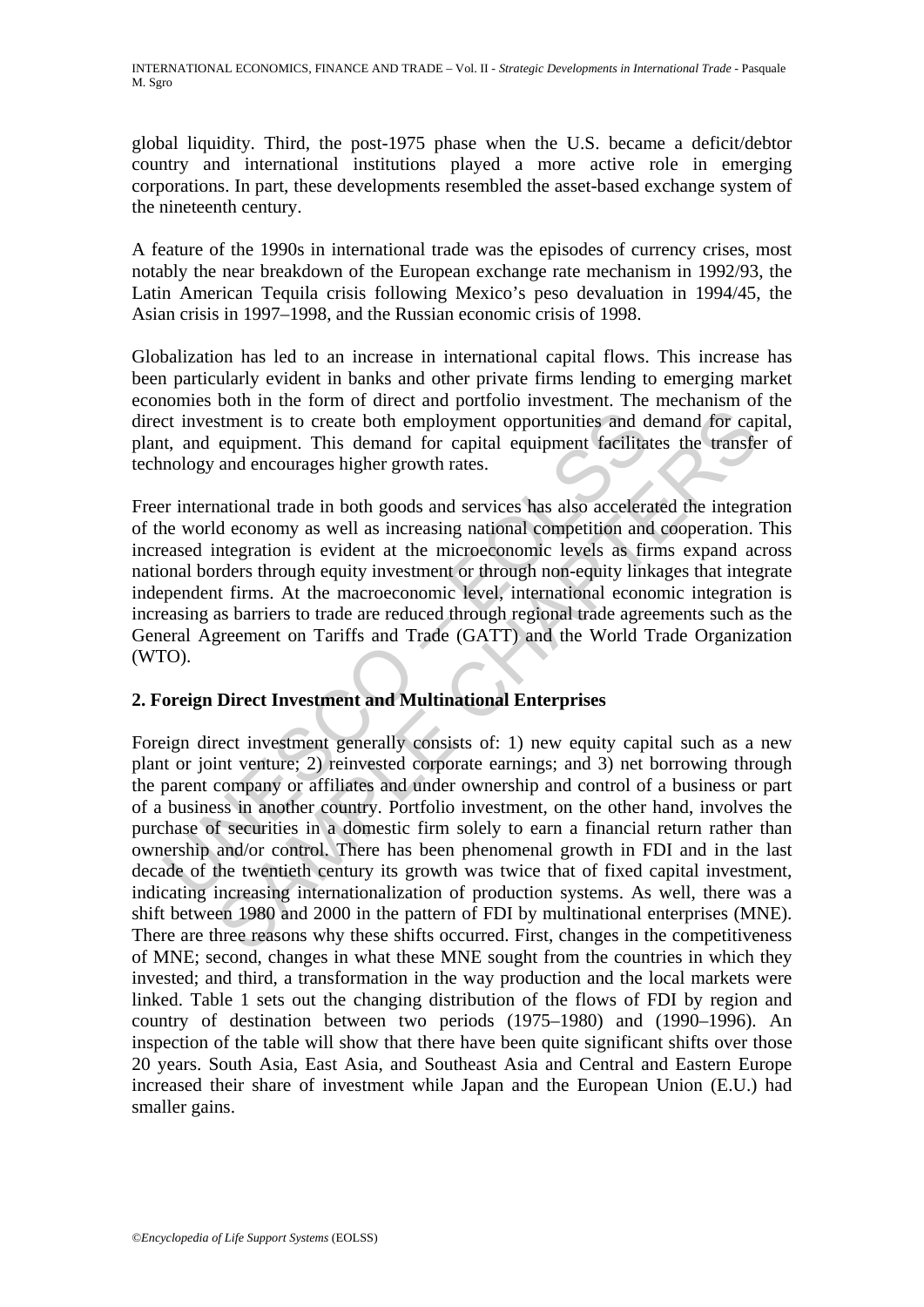global liquidity. Third, the post-1975 phase when the U.S. became a deficit/debtor country and international institutions played a more active role in emerging corporations. In part, these developments resembled the asset-based exchange system of the nineteenth century.

A feature of the 1990s in international trade was the episodes of currency crises, most notably the near breakdown of the European exchange rate mechanism in 1992/93, the Latin American Tequila crisis following Mexico's peso devaluation in 1994/45, the Asian crisis in 1997–1998, and the Russian economic crisis of 1998.

Globalization has led to an increase in international capital flows. This increase has been particularly evident in banks and other private firms lending to emerging market economies both in the form of direct and portfolio investment. The mechanism of the direct investment is to create both employment opportunities and demand for capital, plant, and equipment. This demand for capital equipment facilitates the transfer of technology and encourages higher growth rates.

Freer international trade in both goods and services has also accelerated the integration of the world economy as well as increasing national competition and cooperation. This increased integration is evident at the microeconomic levels as firms expand across national borders through equity investment or through non-equity linkages that integrate independent firms. At the macroeconomic level, international economic integration is increasing as barriers to trade are reduced through regional trade agreements such as the General Agreement on Tariffs and Trade (GATT) and the World Trade Organization (WTO).

## 2. Foreign Direct Investment and Multinational Enterprises

Foreign direct investment generally consists of: 1) new equity capital such as a new plant or joint venture; 2) reinvested corporate earnings; and 3) net borrowing through the parent company or affiliates and under ownership and control of a business or part of a business in another country. Portfolio investment, on the other hand, involves the purchase of securities in a domestic firm solely to earn a financial return rather than ownership and/or control. There has been phenomenal growth in FDI and in the last decade of the twentieth century its growth was twice that of fixed capital investment, indicating increasing internationalization of production systems. As well, there was a shift between 1980 and 2000 in the pattern of FDI by multinational enterprises (MNE). There are three reasons why these shifts occurred. First, changes in the competitiveness of MNE; second, changes in what these MNE sought from the countries in which they invested; and third, a transformation in the way production and the local markets were linked. Table 1 sets out the changing distribution of the flows of FDI by region and country of destination between two periods (1975–1980) and (1990–1996). An inspection of the table will show that there have been quite significant shifts over those 20 years. South Asia, East Asia, and Southeast Asia and Central and Eastern Europe increased their share of investment while Japan and the European Union (E.U.) had smaller gains.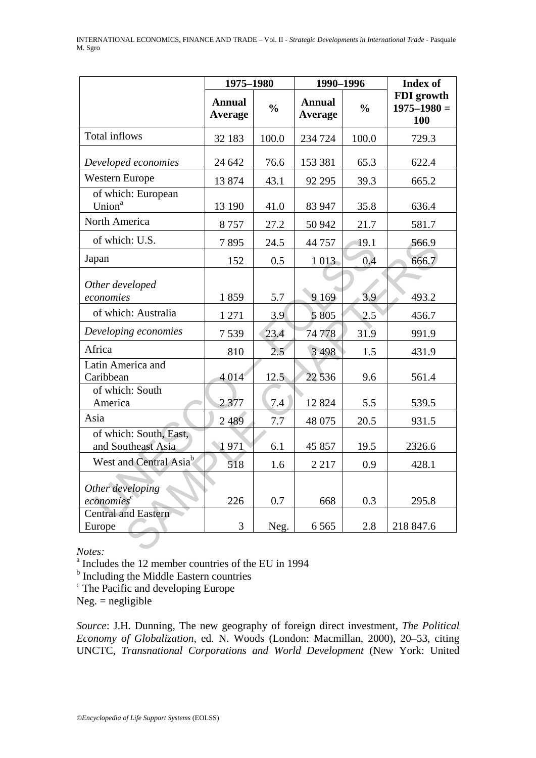| | 1975–1980 | | 1990–1996 | | Index of FDI growth 1975–1980 = 100 |
|---|---|---|---|---|---|
| | **Annual Average** | **%** | **Annual Average** | **%** | |
| Total inflows | 32 183 | 100.0 | 234 724 | 100.0 | 729.3 |
| *Developed economies* | 24 642 | 76.6 | 153 381 | 65.3 | 622.4 |
| Western Europe | 13 874 | 43.1 | 92 295 | 39.3 | 665.2 |
| of which: European Union[a] | 13 190 | 41.0 | 83 947 | 35.8 | 636.4 |
| North America | 8 757 | 27.2 | 50 942 | 21.7 | 581.7 |
| of which: U.S. | 7 895 | 24.5 | 44 757 | 19.1 | 566.9 |
| Japan | 152 | 0.5 | 1 013 | 0.4 | 666.7 |
| *Other developed economies* | 1 859 | 5.7 | 9 169 | 3.9 | 493.2 |
| of which: Australia | 1 271 | 3.9 | 5 805 | 2.5 | 456.7 |
| *Developing economies* | 7 539 | 23.4 | 74 778 | 31.9 | 991.9 |
| Africa | 810 | 2.5 | 3 498 | 1.5 | 431.9 |
| Latin America and Caribbean | 4 014 | 12.5 | 22 536 | 9.6 | 561.4 |
| of which: South America | 2 377 | 7.4 | 12 824 | 5.5 | 539.5 |
| Asia | 2 489 | 7.7 | 48 075 | 20.5 | 931.5 |
| of which: South, East, and Southeast Asia | 1 971 | 6.1 | 45 857 | 19.5 | 2326.6 |
| West and Central Asia[b] | 518 | 1.6 | 2 217 | 0.9 | 428.1 |
| *Other developing economies*[c] | 226 | 0.7 | 668 | 0.3 | 295.8 |
| Central and Eastern Europe | 3 | Neg. | 6 565 | 2.8 | 218 847.6 |

*Notes:*

[a] Includes the 12 member countries of the EU in 1994

[b] Including the Middle Eastern countries

[c] The Pacific and developing Europe

Neg. = negligible

*Source*: J.H. Dunning, The new geography of foreign direct investment, *The Political Economy of Globalization*, ed. N. Woods (London: Macmillan, 2000), 20–53, citing UNCTC, *Transnational Corporations and World Development* (New York: United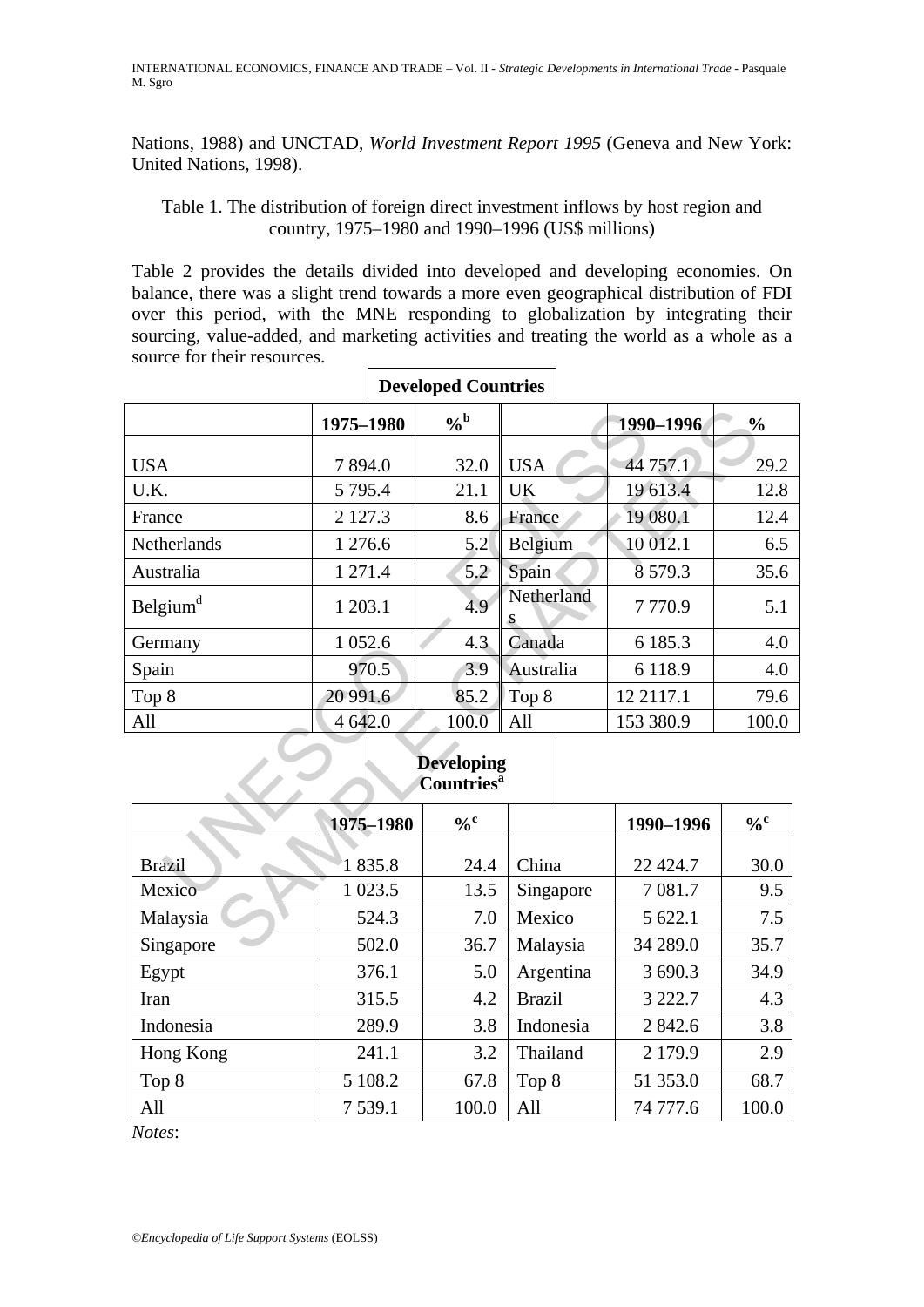Nations, 1988) and UNCTAD, *World Investment Report 1995* (Geneva and New York: United Nations, 1998).

Table 1. The distribution of foreign direct investment inflows by host region and country, 1975–1980 and 1990–1996 (US$ millions)

Table 2 provides the details divided into developed and developing economies. On balance, there was a slight trend towards a more even geographical distribution of FDI over this period, with the MNE responding to globalization by integrating their sourcing, value-added, and marketing activities and treating the world as a whole as a source for their resources.

**Developed Countries**

| | 1975–1980 | %[b] | | 1990–1996 | % |
|---|---|---|---|---|---|
| USA | 7 894.0 | 32.0 | USA | 44 757.1 | 29.2 |
| U.K. | 5 795.4 | 21.1 | UK | 19 613.4 | 12.8 |
| France | 2 127.3 | 8.6 | France | 19 080.1 | 12.4 |
| Netherlands | 1 276.6 | 5.2 | Belgium | 10 012.1 | 6.5 |
| Australia | 1 271.4 | 5.2 | Spain | 8 579.3 | 35.6 |
| Belgium[d] | 1 203.1 | 4.9 | Netherlands | 7 770.9 | 5.1 |
| Germany | 1 052.6 | 4.3 | Canada | 6 185.3 | 4.0 |
| Spain | 970.5 | 3.9 | Australia | 6 118.9 | 4.0 |
| Top 8 | 20 991.6 | 85.2 | Top 8 | 12 2117.1 | 79.6 |
| All | 4 642.0 | 100.0 | All | 153 380.9 | 100.0 |

**Developing Countries[a]**

| | 1975–1980 | %[c] | | 1990–1996 | %[c] |
|---|---|---|---|---|---|
| Brazil | 1 835.8 | 24.4 | China | 22 424.7 | 30.0 |
| Mexico | 1 023.5 | 13.5 | Singapore | 7 081.7 | 9.5 |
| Malaysia | 524.3 | 7.0 | Mexico | 5 622.1 | 7.5 |
| Singapore | 502.0 | 36.7 | Malaysia | 34 289.0 | 35.7 |
| Egypt | 376.1 | 5.0 | Argentina | 3 690.3 | 34.9 |
| Iran | 315.5 | 4.2 | Brazil | 3 222.7 | 4.3 |
| Indonesia | 289.9 | 3.8 | Indonesia | 2 842.6 | 3.8 |
| Hong Kong | 241.1 | 3.2 | Thailand | 2 179.9 | 2.9 |
| Top 8 | 5 108.2 | 67.8 | Top 8 | 51 353.0 | 68.7 |
| All | 7 539.1 | 100.0 | All | 74 777.6 | 100.0 |

*Notes*: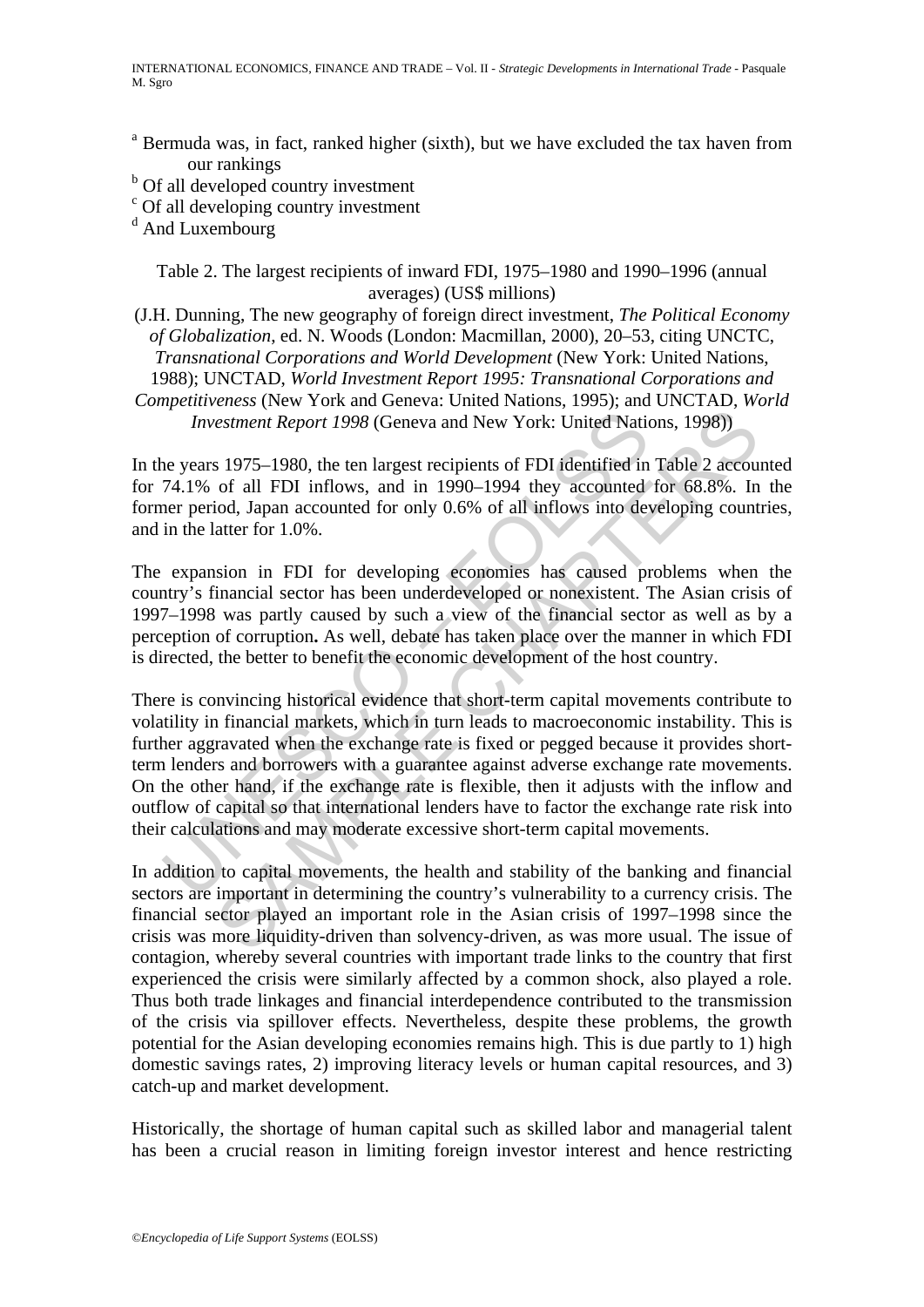[a] Bermuda was, in fact, ranked higher (sixth), but we have excluded the tax haven from our rankings

[b] Of all developed country investment

[c] Of all developing country investment

[d] And Luxembourg

Table 2. The largest recipients of inward FDI, 1975–1980 and 1990–1996 (annual averages) (US$ millions)

(J.H. Dunning, The new geography of foreign direct investment, *The Political Economy of Globalization*, ed. N. Woods (London: Macmillan, 2000), 20–53, citing UNCTC, *Transnational Corporations and World Development* (New York: United Nations, 1988); UNCTAD, *World Investment Report 1995: Transnational Corporations and Competitiveness* (New York and Geneva: United Nations, 1995); and UNCTAD, *World Investment Report 1998* (Geneva and New York: United Nations, 1998))

In the years 1975–1980, the ten largest recipients of FDI identified in Table 2 accounted for 74.1% of all FDI inflows, and in 1990–1994 they accounted for 68.8%. In the former period, Japan accounted for only 0.6% of all inflows into developing countries, and in the latter for 1.0%.

The expansion in FDI for developing economies has caused problems when the country's financial sector has been underdeveloped or nonexistent. The Asian crisis of 1997–1998 was partly caused by such a view of the financial sector as well as by a perception of corruption**.** As well, debate has taken place over the manner in which FDI is directed, the better to benefit the economic development of the host country.

There is convincing historical evidence that short-term capital movements contribute to volatility in financial markets, which in turn leads to macroeconomic instability. This is further aggravated when the exchange rate is fixed or pegged because it provides short-term lenders and borrowers with a guarantee against adverse exchange rate movements. On the other hand, if the exchange rate is flexible, then it adjusts with the inflow and outflow of capital so that international lenders have to factor the exchange rate risk into their calculations and may moderate excessive short-term capital movements.

In addition to capital movements, the health and stability of the banking and financial sectors are important in determining the country's vulnerability to a currency crisis. The financial sector played an important role in the Asian crisis of 1997–1998 since the crisis was more liquidity-driven than solvency-driven, as was more usual. The issue of contagion, whereby several countries with important trade links to the country that first experienced the crisis were similarly affected by a common shock, also played a role. Thus both trade linkages and financial interdependence contributed to the transmission of the crisis via spillover effects. Nevertheless, despite these problems, the growth potential for the Asian developing economies remains high. This is due partly to 1) high domestic savings rates, 2) improving literacy levels or human capital resources, and 3) catch-up and market development.

Historically, the shortage of human capital such as skilled labor and managerial talent has been a crucial reason in limiting foreign investor interest and hence restricting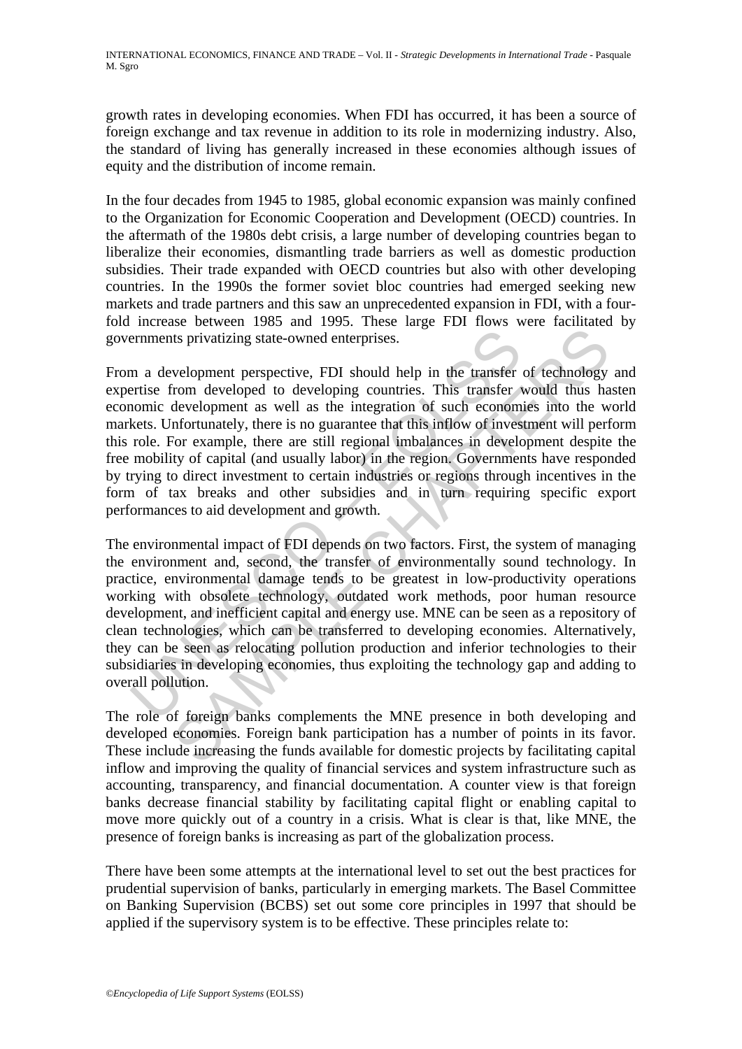growth rates in developing economies. When FDI has occurred, it has been a source of foreign exchange and tax revenue in addition to its role in modernizing industry. Also, the standard of living has generally increased in these economies although issues of equity and the distribution of income remain.

In the four decades from 1945 to 1985, global economic expansion was mainly confined to the Organization for Economic Cooperation and Development (OECD) countries. In the aftermath of the 1980s debt crisis, a large number of developing countries began to liberalize their economies, dismantling trade barriers as well as domestic production subsidies. Their trade expanded with OECD countries but also with other developing countries. In the 1990s the former soviet bloc countries had emerged seeking new markets and trade partners and this saw an unprecedented expansion in FDI, with a four-fold increase between 1985 and 1995. These large FDI flows were facilitated by governments privatizing state-owned enterprises.

From a development perspective, FDI should help in the transfer of technology and expertise from developed to developing countries. This transfer would thus hasten economic development as well as the integration of such economies into the world markets. Unfortunately, there is no guarantee that this inflow of investment will perform this role. For example, there are still regional imbalances in development despite the free mobility of capital (and usually labor) in the region. Governments have responded by trying to direct investment to certain industries or regions through incentives in the form of tax breaks and other subsidies and in turn requiring specific export performances to aid development and growth.

The environmental impact of FDI depends on two factors. First, the system of managing the environment and, second, the transfer of environmentally sound technology. In practice, environmental damage tends to be greatest in low-productivity operations working with obsolete technology, outdated work methods, poor human resource development, and inefficient capital and energy use. MNE can be seen as a repository of clean technologies, which can be transferred to developing economies. Alternatively, they can be seen as relocating pollution production and inferior technologies to their subsidiaries in developing economies, thus exploiting the technology gap and adding to overall pollution.

The role of foreign banks complements the MNE presence in both developing and developed economies. Foreign bank participation has a number of points in its favor. These include increasing the funds available for domestic projects by facilitating capital inflow and improving the quality of financial services and system infrastructure such as accounting, transparency, and financial documentation. A counter view is that foreign banks decrease financial stability by facilitating capital flight or enabling capital to move more quickly out of a country in a crisis. What is clear is that, like MNE, the presence of foreign banks is increasing as part of the globalization process.

There have been some attempts at the international level to set out the best practices for prudential supervision of banks, particularly in emerging markets. The Basel Committee on Banking Supervision (BCBS) set out some core principles in 1997 that should be applied if the supervisory system is to be effective. These principles relate to: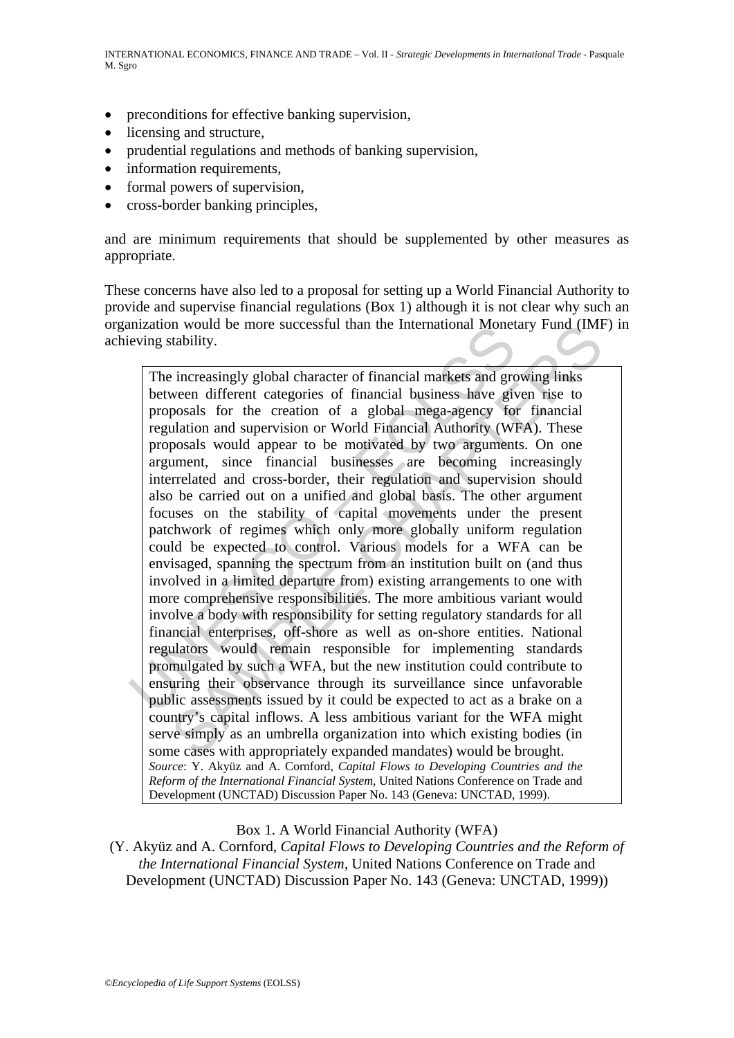- preconditions for effective banking supervision,
- licensing and structure,
- prudential regulations and methods of banking supervision,
- information requirements,
- formal powers of supervision,
- cross-border banking principles,

and are minimum requirements that should be supplemented by other measures as appropriate.

These concerns have also led to a proposal for setting up a World Financial Authority to provide and supervise financial regulations (Box 1) although it is not clear why such an organization would be more successful than the International Monetary Fund (IMF) in achieving stability.

> The increasingly global character of financial markets and growing links between different categories of financial business have given rise to proposals for the creation of a global mega-agency for financial regulation and supervision or World Financial Authority (WFA). These proposals would appear to be motivated by two arguments. On one argument, since financial businesses are becoming increasingly interrelated and cross-border, their regulation and supervision should also be carried out on a unified and global basis. The other argument focuses on the stability of capital movements under the present patchwork of regimes which only more globally uniform regulation could be expected to control. Various models for a WFA can be envisaged, spanning the spectrum from an institution built on (and thus involved in a limited departure from) existing arrangements to one with more comprehensive responsibilities. The more ambitious variant would involve a body with responsibility for setting regulatory standards for all financial enterprises, off-shore as well as on-shore entities. National regulators would remain responsible for implementing standards promulgated by such a WFA, but the new institution could contribute to ensuring their observance through its surveillance since unfavorable public assessments issued by it could be expected to act as a brake on a country's capital inflows. A less ambitious variant for the WFA might serve simply as an umbrella organization into which existing bodies (in some cases with appropriately expanded mandates) would be brought.
>
> *Source*: Y. Akyüz and A. Cornford, *Capital Flows to Developing Countries and the Reform of the International Financial System*, United Nations Conference on Trade and Development (UNCTAD) Discussion Paper No. 143 (Geneva: UNCTAD, 1999).

Box 1. A World Financial Authority (WFA)
(Y. Akyüz and A. Cornford, *Capital Flows to Developing Countries and the Reform of the International Financial System*, United Nations Conference on Trade and Development (UNCTAD) Discussion Paper No. 143 (Geneva: UNCTAD, 1999))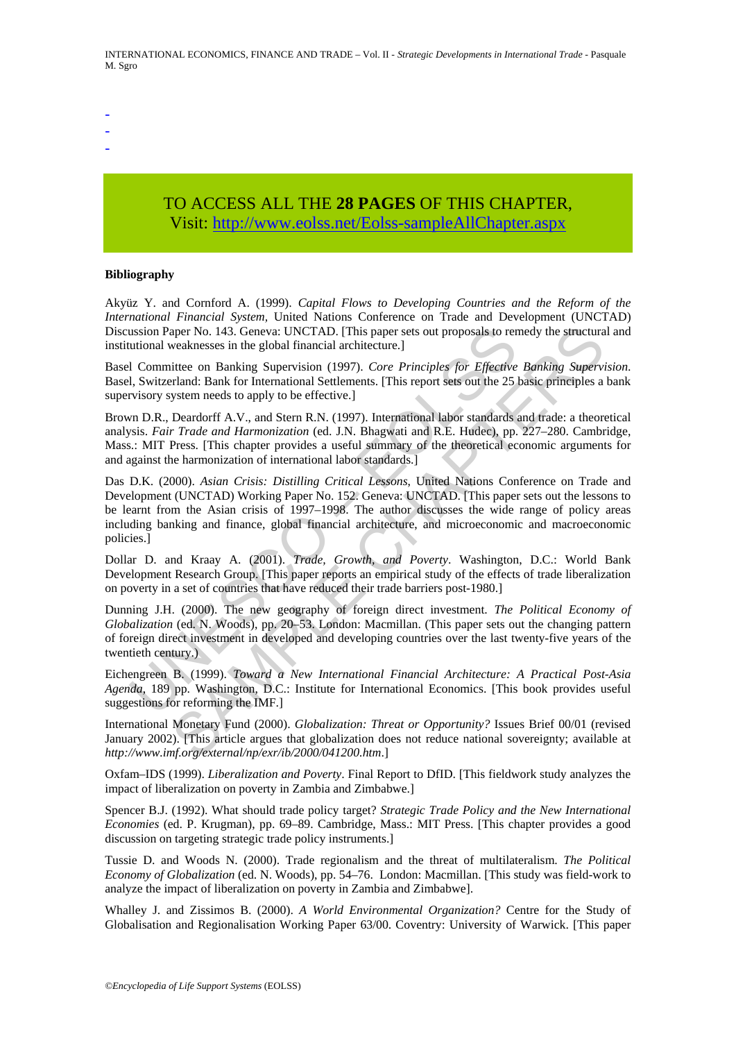-
-
-

TO ACCESS ALL THE **28 PAGES** OF THIS CHAPTER,
Visit: http://www.eolss.net/Eolss-sampleAllChapter.aspx

**Bibliography**

Akyüz Y. and Cornford A. (1999). *Capital Flows to Developing Countries and the Reform of the International Financial System*, United Nations Conference on Trade and Development (UNCTAD) Discussion Paper No. 143. Geneva: UNCTAD. [This paper sets out proposals to remedy the structural and institutional weaknesses in the global financial architecture.]

Basel Committee on Banking Supervision (1997). *Core Principles for Effective Banking Supervision*. Basel, Switzerland: Bank for International Settlements. [This report sets out the 25 basic principles a bank supervisory system needs to apply to be effective.]

Brown D.R., Deardorff A.V., and Stern R.N. (1997). International labor standards and trade: a theoretical analysis. *Fair Trade and Harmonization* (ed. J.N. Bhagwati and R.E. Hudec), pp. 227–280. Cambridge, Mass.: MIT Press. [This chapter provides a useful summary of the theoretical economic arguments for and against the harmonization of international labor standards.]

Das D.K. (2000). *Asian Crisis: Distilling Critical Lessons*, United Nations Conference on Trade and Development (UNCTAD) Working Paper No. 152. Geneva: UNCTAD. [This paper sets out the lessons to be learnt from the Asian crisis of 1997–1998. The author discusses the wide range of policy areas including banking and finance, global financial architecture, and microeconomic and macroeconomic policies.]

Dollar D. and Kraay A. (2001). *Trade, Growth, and Poverty*. Washington, D.C.: World Bank Development Research Group. [This paper reports an empirical study of the effects of trade liberalization on poverty in a set of countries that have reduced their trade barriers post-1980.]

Dunning J.H. (2000). The new geography of foreign direct investment. *The Political Economy of Globalization* (ed. N. Woods), pp. 20–53. London: Macmillan. (This paper sets out the changing pattern of foreign direct investment in developed and developing countries over the last twenty-five years of the twentieth century.)

Eichengreen B. (1999). *Toward a New International Financial Architecture: A Practical Post-Asia Agenda*, 189 pp. Washington, D.C.: Institute for International Economics. [This book provides useful suggestions for reforming the IMF.]

International Monetary Fund (2000). *Globalization: Threat or Opportunity?* Issues Brief 00/01 (revised January 2002). [This article argues that globalization does not reduce national sovereignty; available at *http://www.imf.org/external/np/exr/ib/2000/041200.htm*.]

Oxfam–IDS (1999). *Liberalization and Poverty*. Final Report to DfID. [This fieldwork study analyzes the impact of liberalization on poverty in Zambia and Zimbabwe.]

Spencer B.J. (1992). What should trade policy target? *Strategic Trade Policy and the New International Economies* (ed. P. Krugman), pp. 69–89. Cambridge, Mass.: MIT Press. [This chapter provides a good discussion on targeting strategic trade policy instruments.]

Tussie D. and Woods N. (2000). Trade regionalism and the threat of multilateralism. *The Political Economy of Globalization* (ed. N. Woods), pp. 54–76. London: Macmillan. [This study was field-work to analyze the impact of liberalization on poverty in Zambia and Zimbabwe].

Whalley J. and Zissimos B. (2000). *A World Environmental Organization?* Centre for the Study of Globalisation and Regionalisation Working Paper 63/00. Coventry: University of Warwick. [This paper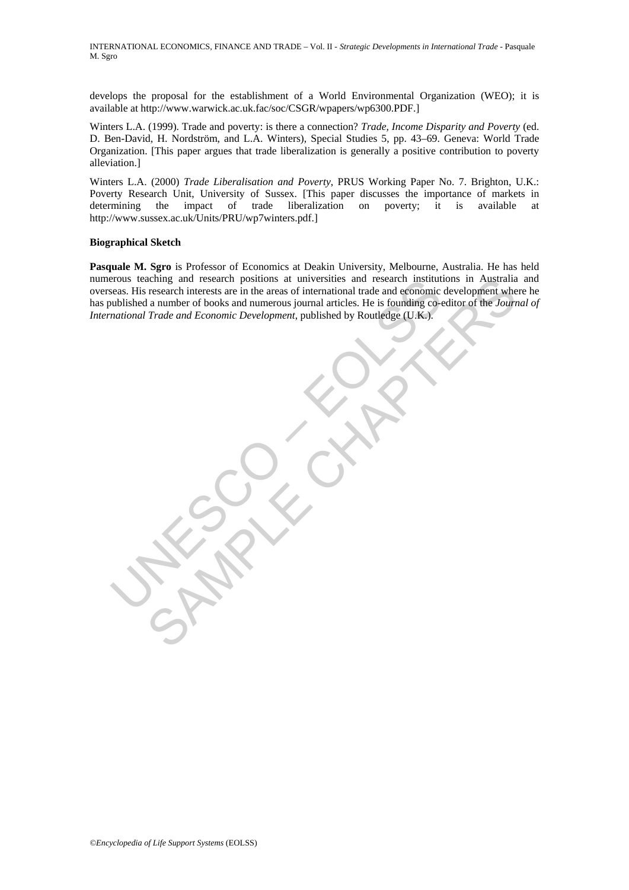develops the proposal for the establishment of a World Environmental Organization (WEO); it is available at http://www.warwick.ac.uk.fac/soc/CSGR/wpapers/wp6300.PDF.]

Winters L.A. (1999). Trade and poverty: is there a connection? *Trade, Income Disparity and Poverty* (ed. D. Ben-David, H. Nordström, and L.A. Winters), Special Studies 5, pp. 43–69. Geneva: World Trade Organization. [This paper argues that trade liberalization is generally a positive contribution to poverty alleviation.]

Winters L.A. (2000) *Trade Liberalisation and Poverty*, PRUS Working Paper No. 7. Brighton, U.K.: Poverty Research Unit, University of Sussex. [This paper discusses the importance of markets in determining the impact of trade liberalization on poverty; it is available at http://www.sussex.ac.uk/Units/PRU/wp7winters.pdf.]

**Biographical Sketch**

**Pasquale M. Sgro** is Professor of Economics at Deakin University, Melbourne, Australia. He has held numerous teaching and research positions at universities and research institutions in Australia and overseas. His research interests are in the areas of international trade and economic development where he has published a number of books and numerous journal articles. He is founding co-editor of the *Journal of International Trade and Economic Development*, published by Routledge (U.K.).